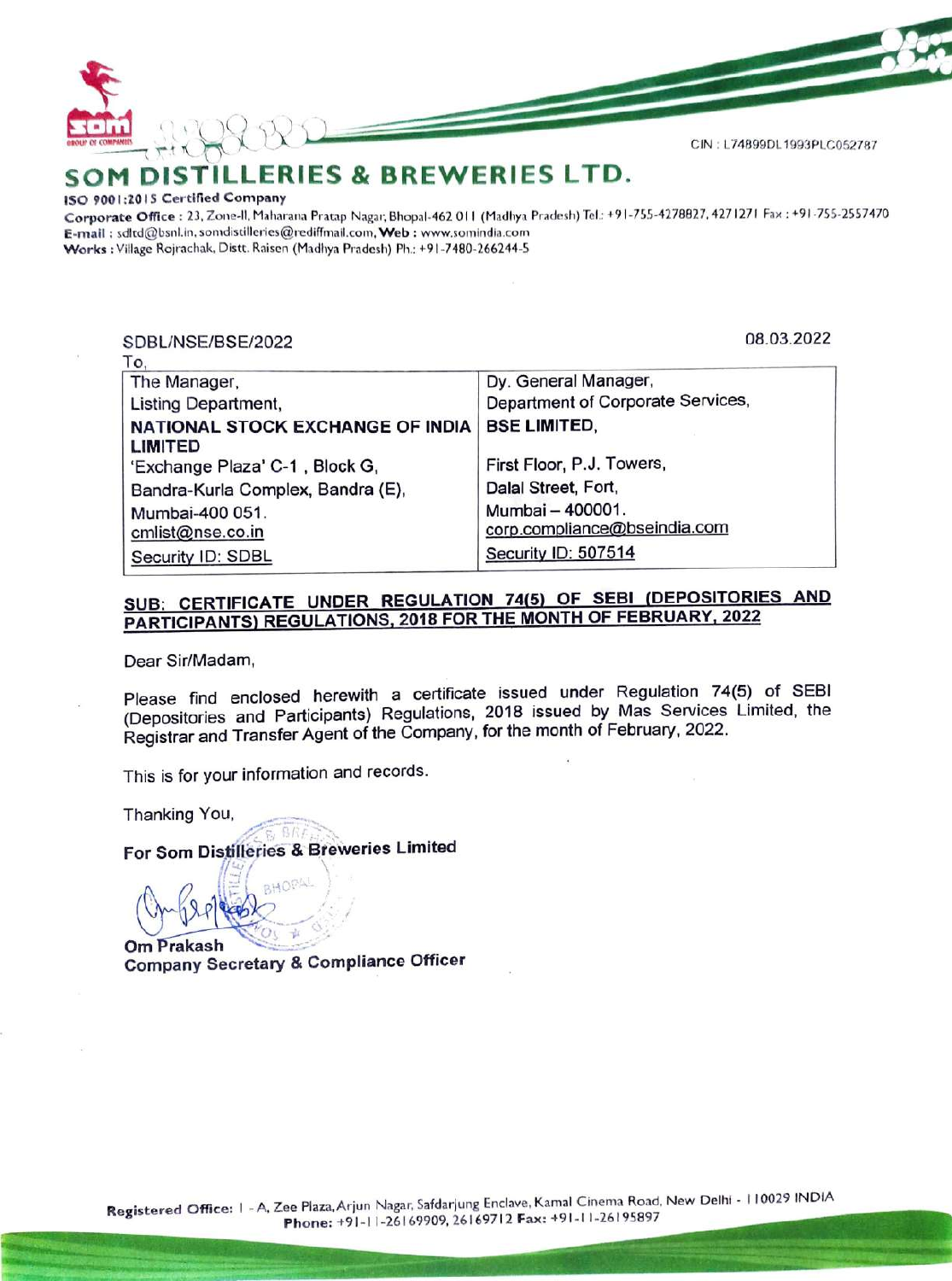CIN : L74899DL1993PLC052787

# SOM DISTILLERIES & BREWERIES LTD.

**ISO 9001:2015 Certified Company**

**Corporate Office :** 23, Zone-II, Maharana Pratap Nagar, Bhopal-462 011 (Madhya Pradesh) Tel.: +91-755-4278827, 4271271 Fax : +91-755-2557470
**E-mail :** sdltd@bsnl.in, somdistilleries@rediffmail.com, **Web :** www.somindia.com
**Works :** Village Rojrachak, Distt. Raisen (Madhya Pradesh) Ph.: +91-7480-266244-5

SDBL/NSE/BSE/2022 08.03.2022

To,

| The Manager, | Dy. General Manager, |
|---|---|
| Listing Department, | Department of Corporate Services, |
| **NATIONAL STOCK EXCHANGE OF INDIA LIMITED** | **BSE LIMITED,** |
| 'Exchange Plaza' C-1 , Block G, | First Floor, P.J. Towers, |
| Bandra-Kurla Complex, Bandra (E), | Dalal Street, Fort, |
| Mumbai-400 051. | Mumbai – 400001. |
| cmlist@nse.co.in | corp.compliance@bseindia.com |
| Security ID: SDBL | Security ID: 507514 |

**SUB: CERTIFICATE UNDER REGULATION 74(5) OF SEBI (DEPOSITORIES AND PARTICIPANTS) REGULATIONS, 2018 FOR THE MONTH OF FEBRUARY, 2022**

Dear Sir/Madam,

Please find enclosed herewith a certificate issued under Regulation 74(5) of SEBI (Depositories and Participants) Regulations, 2018 issued by Mas Services Limited, the Registrar and Transfer Agent of the Company, for the month of February, 2022.

This is for your information and records.

Thanking You,

**For Som Distilleries & Breweries Limited**

**Om Prakash**
**Company Secretary & Compliance Officer**

**Registered Office:** 1 - A, Zee Plaza, Arjun Nagar, Safdarjung Enclave, Kamal Cinema Road, New Delhi - 110029 INDIA
**Phone:** +91-11-26169909, 26169712 **Fax:** +91-11-26195897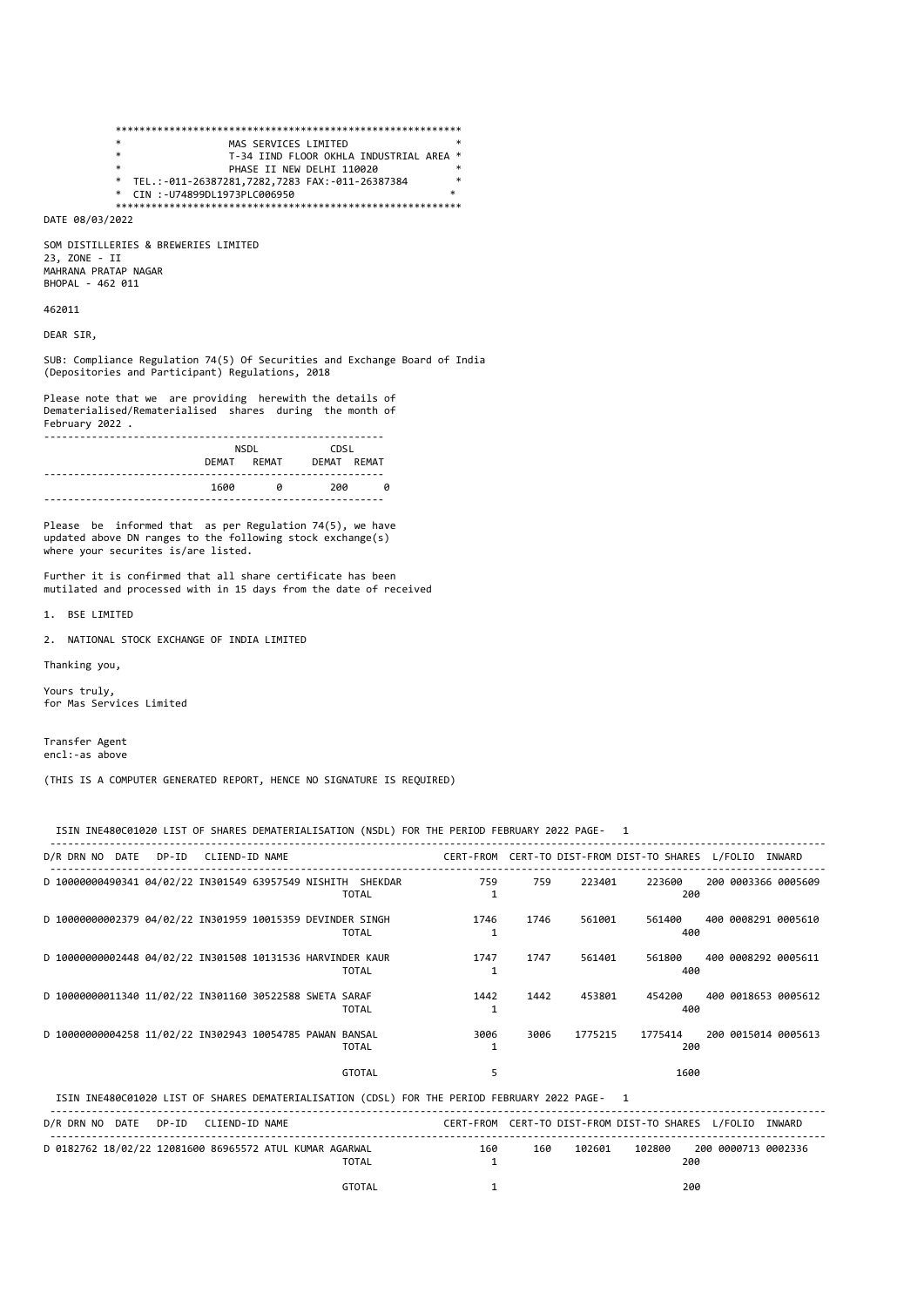```
*********************************************************
*                 MAS SERVICES LIMITED                  *
*                 T-34 IIND FLOOR OKHLA INDUSTRIAL AREA *
*                 PHASE II NEW DELHI 110020             *
* TEL.:-011-26387281,7282,7283 FAX:-011-26387384        *
* CIN :-U74899DL1973PLC006950                           *
*********************************************************
```

DATE 08/03/2022

SOM DISTILLERIES & BREWERIES LIMITED
23, ZONE - II
MAHRANA PRATAP NAGAR
BHOPAL - 462 011

462011

DEAR SIR,

SUB: Compliance Regulation 74(5) Of Securities and Exchange Board of India (Depositories and Participant) Regulations, 2018

Please note that we are providing herewith the details of Dematerialised/Rematerialised shares during the month of February 2022 .

| NSDL | | CDSL | |
|---|---|---|---|
| DEMAT | REMAT | DEMAT | REMAT |
| 1600 | 0 | 200 | 0 |

Please be informed that as per Regulation 74(5), we have updated above DN ranges to the following stock exchange(s) where your securites is/are listed.

Further it is confirmed that all share certificate has been mutilated and processed with in 15 days from the date of received

1. BSE LIMITED

2. NATIONAL STOCK EXCHANGE OF INDIA LIMITED

Thanking you,

Yours truly,
for Mas Services Limited

Transfer Agent
encl:-as above

(THIS IS A COMPUTER GENERATED REPORT, HENCE NO SIGNATURE IS REQUIRED)

ISIN INE480C01020 LIST OF SHARES DEMATERIALISATION (NSDL) FOR THE PERIOD FEBRUARY 2022 PAGE- 1

| D/R | DRN NO | DATE | DP-ID | CLIEND-ID | NAME | CERT-FROM | CERT-TO | DIST-FROM | DIST-TO | SHARES | L/FOLIO | INWARD |
|---|---|---|---|---|---|---|---|---|---|---|---|---|
| D | 10000000490341 | 04/02/22 | IN301549 | 63957549 | NISHITH SHEKDAR | 759 | 759 | 223401 | 223600 | 200 | 0003366 | 0005609 |
| | | | | | TOTAL | 1 | | | | 200 | | |
| D | 10000000002379 | 04/02/22 | IN301959 | 10015359 | DEVINDER SINGH | 1746 | 1746 | 561001 | 561400 | 400 | 0008291 | 0005610 |
| | | | | | TOTAL | 1 | | | | 400 | | |
| D | 10000000002448 | 04/02/22 | IN301508 | 10131536 | HARVINDER KAUR | 1747 | 1747 | 561401 | 561800 | 400 | 0008292 | 0005611 |
| | | | | | TOTAL | 1 | | | | 400 | | |
| D | 10000000011340 | 11/02/22 | IN301160 | 30522588 | SWETA SARAF | 1442 | 1442 | 453801 | 454200 | 400 | 0018653 | 0005612 |
| | | | | | TOTAL | 1 | | | | 400 | | |
| D | 10000000004258 | 11/02/22 | IN302943 | 10054785 | PAWAN BANSAL | 3006 | 3006 | 1775215 | 1775414 | 200 | 0015014 | 0005613 |
| | | | | | TOTAL | 1 | | | | 200 | | |
| | | | | | GTOTAL | 5 | | | | 1600 | | |

ISIN INE480C01020 LIST OF SHARES DEMATERIALISATION (CDSL) FOR THE PERIOD FEBRUARY 2022 PAGE- 1

| D/R | DRN NO | DATE | DP-ID | CLIEND-ID | NAME | CERT-FROM | CERT-TO | DIST-FROM | DIST-TO | SHARES | L/FOLIO | INWARD |
|---|---|---|---|---|---|---|---|---|---|---|---|---|
| D | 0182762 | 18/02/22 | 12081600 | 86965572 | ATUL KUMAR AGARWAL | 160 | 160 | 102601 | 102800 | 200 | 0000713 | 0002336 |
| | | | | | TOTAL | 1 | | | | 200 | | |
| | | | | | GTOTAL | 1 | | | | 200 | | |